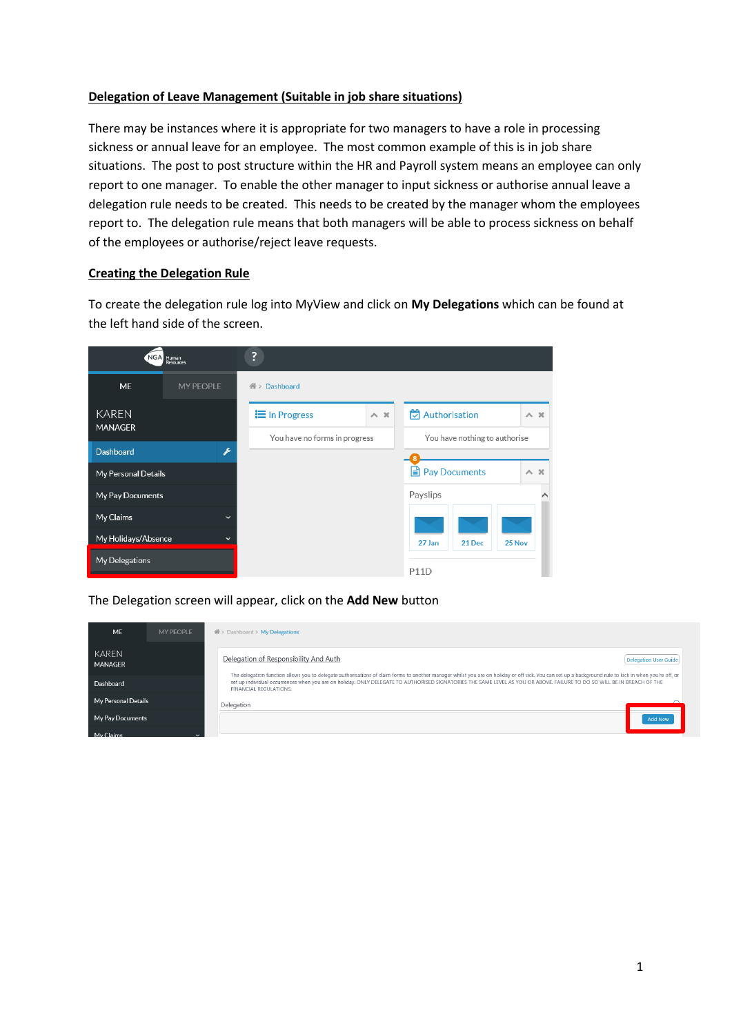## Delegation of Leave Management (Suitable in job share situations)

There may be instances where it is appropriate for two managers to have a role in processing sickness or annual leave for an employee. The most common example of this is in job share situations. The post to post structure within the HR and Payroll system means an employee can only report to one manager. To enable the other manager to input sickness or authorise annual leave a delegation rule needs to be created. This needs to be created by the manager whom the employees report to. The delegation rule means that both managers will be able to process sickness on behalf of the employees or authorise/reject leave requests.

### Creating the Delegation Rule

To create the delegation rule log into MyView and click on **My Delegations** which can be found at the left hand side of the screen.

The Delegation screen will appear, click on the **Add New** button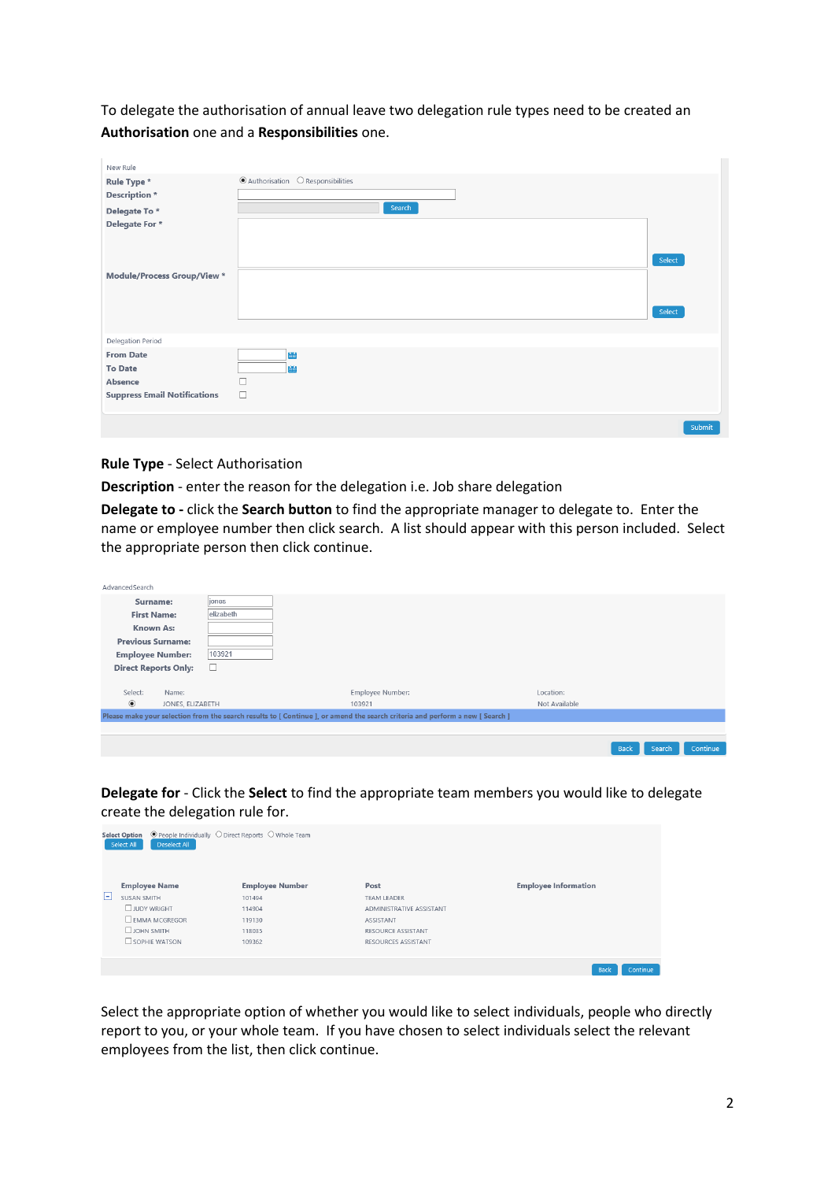To delegate the authorisation of annual leave two delegation rule types need to be created an **Authorisation** one and a **Responsibilities** one.

New Rule

| | |
|---|---|
| **Rule Type** * | ◉ Authorisation ○ Responsibilities |
| **Description** * | |
| **Delegate To** * | Search |
| **Delegate For** * | Select |
| **Module/Process Group/View** * | Select |

Delegation Period

| | |
|---|---|
| **From Date** | |
| **To Date** | |
| **Absence** | ☐ |
| **Suppress Email Notifications** | ☐ |

Submit

**Rule Type** - Select Authorisation

**Description** - enter the reason for the delegation i.e. Job share delegation

**Delegate to -** click the **Search button** to find the appropriate manager to delegate to. Enter the name or employee number then click search. A list should appear with this person included. Select the appropriate person then click continue.

AdvancedSearch

| | |
|---|---|
| **Surname:** | jones |
| **First Name:** | elizabeth |
| **Known As:** | |
| **Previous Surname:** | |
| **Employee Number:** | 103921 |
| **Direct Reports Only:** | ☐ |

| Select: | Name: | Employee Number: | Location: |
|---|---|---|---|
| ◉ | JONES, ELIZABETH | 103921 | Not Available |

Please make your selection from the search results to [ Continue ], or amend the search criteria and perform a new [ Search ]

Back Search Continue

**Delegate for** - Click the **Select** to find the appropriate team members you would like to delegate create the delegation rule for.

**Select Option** ◉ People Individually ○ Direct Reports ○ Whole Team

Select All Deselect All

| Employee Name | Employee Number | Post | Employee Information |
|---|---|---|---|
| SUSAN SMITH | 101494 | TEAM LEADER | |
| ☐ JUDY WRIGHT | 114904 | ADMINISTRATIVE ASSISTANT | |
| ☐ EMMA MCGREGOR | 119130 | ASSISTANT | |
| ☐ JOHN SMITH | 118035 | RESOURCE ASSISTANT | |
| ☐ SOPHIE WATSON | 109362 | RESOURCES ASSISTANT | |

Back Continue

Select the appropriate option of whether you would like to select individuals, people who directly report to you, or your whole team. If you have chosen to select individuals select the relevant employees from the list, then click continue.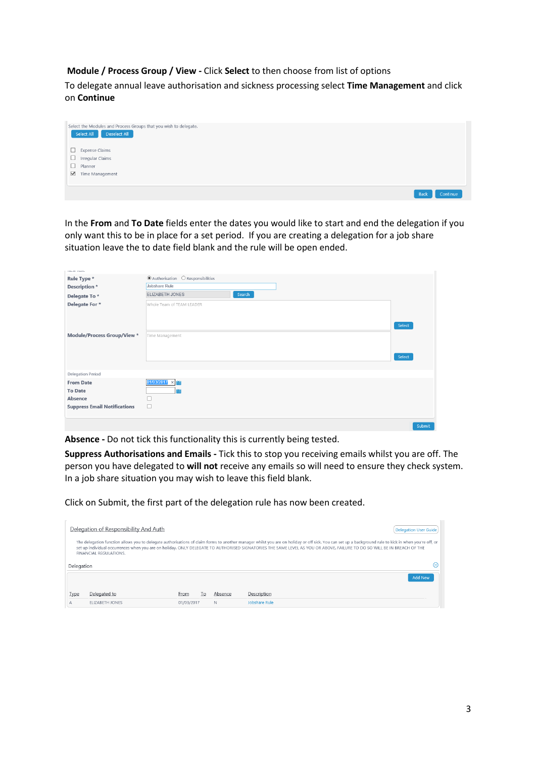**Module / Process Group / View -** Click **Select** to then choose from list of options

To delegate annual leave authorisation and sickness processing select **Time Management** and click on **Continue**

Select the Modules and Process Groups that you wish to delegate.

Select All | Deselect All

- [ ] Expense Claims
- [ ] Irregular Claims
- [ ] Planner
- [x] Time Management

Back | Continue

In the **From** and **To Date** fields enter the dates you would like to start and end the delegation if you only want this to be in place for a set period. If you are creating a delegation for a job share situation leave the to date field blank and the rule will be open ended.

| | |
|---|---|
| **Rule Type \*** | (•) Authorisation ( ) Responsibilities |
| **Description \*** | Jobshare Rule |
| **Delegate To \*** | ELIZABETH JONES [Search] |
| **Delegate For \*** | Whole Team of TEAM LEADER [Select] |
| **Module/Process Group/View \*** | Time Management [Select] |
| Delegation Period | |
| **From Date** | 01/03/2017 |
| **To Date** | |
| **Absence** | ☐ |
| **Suppress Email Notifications** | ☐ |

Submit

**Absence -** Do not tick this functionality this is currently being tested.

**Suppress Authorisations and Emails -** Tick this to stop you receiving emails whilst you are off. The person you have delegated to **will not** receive any emails so will need to ensure they check system. In a job share situation you may wish to leave this field blank.

Click on Submit, the first part of the delegation rule has now been created.

Delegation of Responsibility And Auth | Delegation User Guide

The delegation function allows you to delegate authorisations of claim forms to another manager whilst you are on holiday or off sick. You can set up a background rule to kick in when you're off, or set up individual occurrences when you are on holiday. ONLY DELEGATE TO AUTHORISED SIGNATORIES THE SAME LEVEL AS YOU OR ABOVE. FAILURE TO DO SO WILL BE IN BREACH OF THE FINANCIAL REGULATIONS.

Delegation

Add New

| Type | Delegated to | From | To | Absence | Description |
|---|---|---|---|---|---|
| A | ELIZABETH JONES | 01/03/2017 | | N | Jobshare Rule |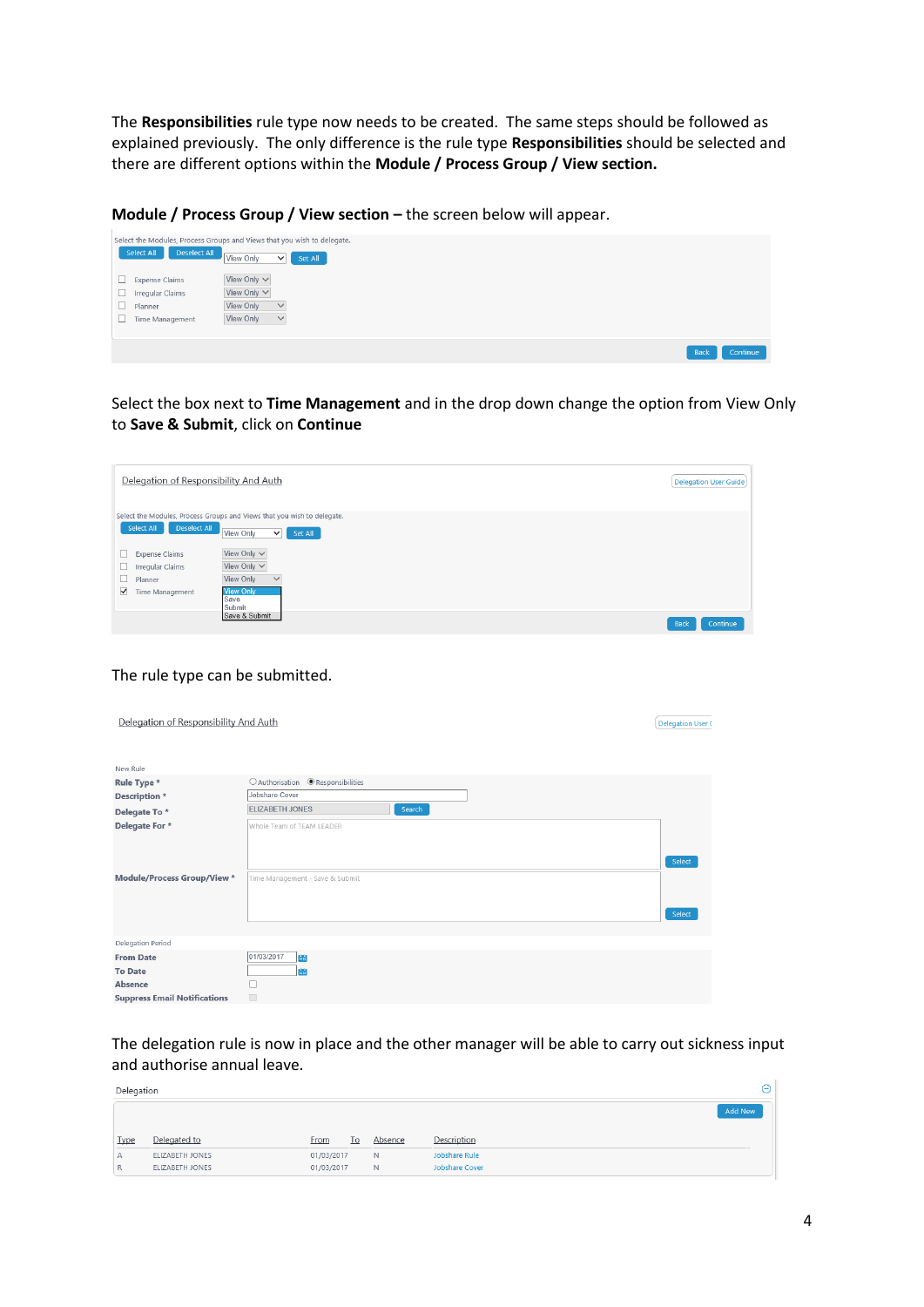The **Responsibilities** rule type now needs to be created. The same steps should be followed as explained previously. The only difference is the rule type **Responsibilities** should be selected and there are different options within the **Module / Process Group / View section.**

**Module / Process Group / View section –** the screen below will appear.

Select the Modules, Process Groups and Views that you wish to delegate.

Select All | Deselect All | View Only | Set All

| | Module | View |
|---|---|---|
| ☐ | Expense Claims | View Only |
| ☐ | Irregular Claims | View Only |
| ☐ | Planner | View Only |
| ☐ | Time Management | View Only |

Back | Continue

Select the box next to **Time Management** and in the drop down change the option from View Only to **Save & Submit**, click on **Continue**

Delegation of Responsibility And Auth | Delegation User Guide

Select the Modules, Process Groups and Views that you wish to delegate.

Select All | Deselect All | View Only | Set All

| | Module | View |
|---|---|---|
| ☐ | Expense Claims | View Only |
| ☐ | Irregular Claims | View Only |
| ☐ | Planner | View Only |
| ☑ | Time Management | View Only / Save / Submit / Save & Submit |

Back | Continue

The rule type can be submitted.

Delegation of Responsibility And Auth | Delegation User Guide

New Rule

| Field | Value |
|---|---|
| **Rule Type** * | ○ Authorisation ◉ Responsibilities |
| **Description** * | Jobshare Cover |
| **Delegate To** * | ELIZABETH JONES (Search) |
| **Delegate For** * | Whole Team of TEAM LEADER (Select) |
| **Module/Process Group/View** * | Time Management - Save & Submit (Select) |

Delegation Period

| Field | Value |
|---|---|
| **From Date** | 01/03/2017 |
| **To Date** | |
| **Absence** | ☐ |
| **Suppress Email Notifications** | ☐ |

The delegation rule is now in place and the other manager will be able to carry out sickness input and authorise annual leave.

Delegation

Add New

| Type | Delegated to | From | To | Absence | Description |
|---|---|---|---|---|---|
| A | ELIZABETH JONES | 01/03/2017 | | N | Jobshare Rule |
| R | ELIZABETH JONES | 01/03/2017 | | N | Jobshare Cover |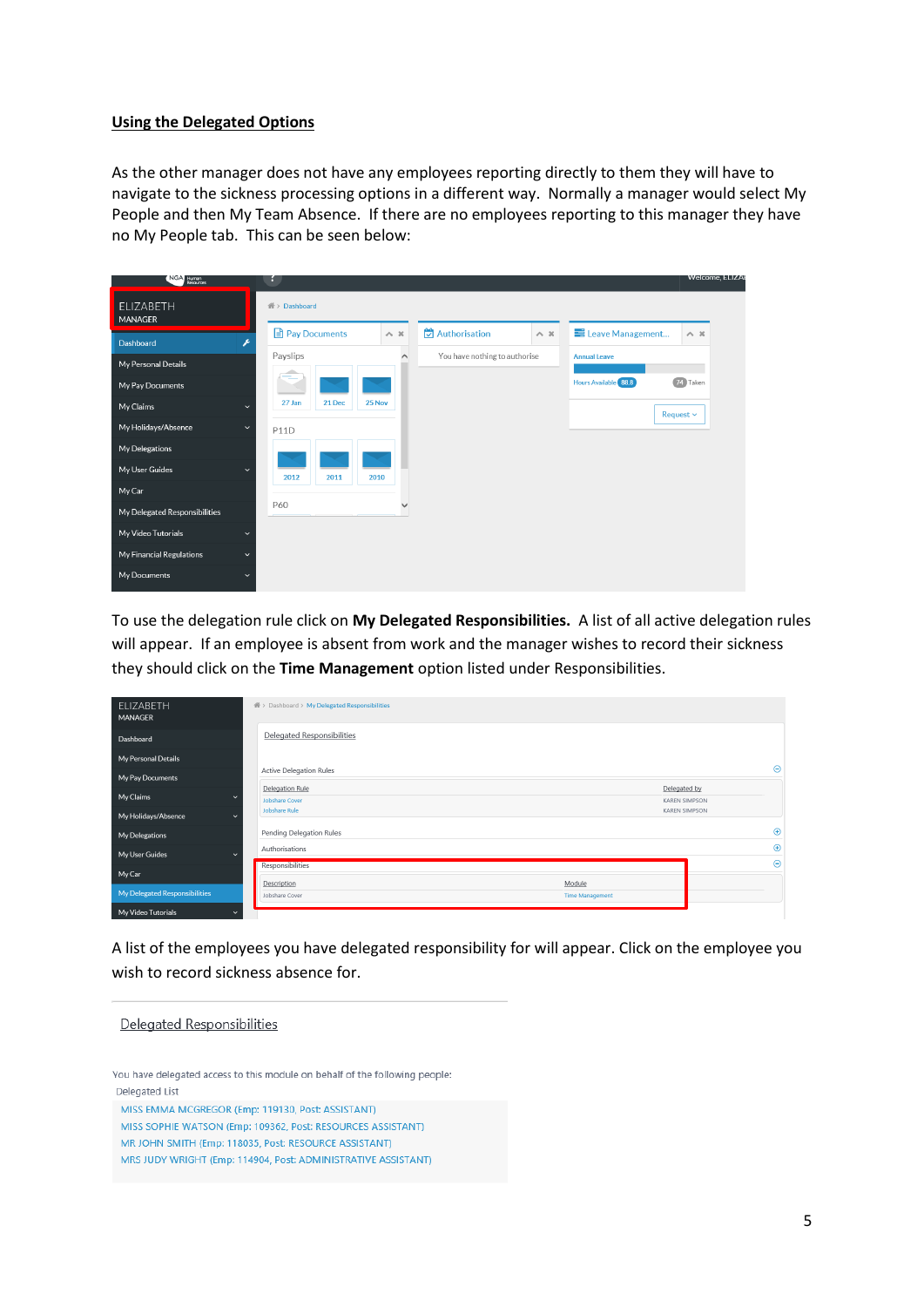## Using the Delegated Options

As the other manager does not have any employees reporting directly to them they will have to navigate to the sickness processing options in a different way. Normally a manager would select My People and then My Team Absence. If there are no employees reporting to this manager they have no My People tab. This can be seen below:

To use the delegation rule click on **My Delegated Responsibilities.** A list of all active delegation rules will appear. If an employee is absent from work and the manager wishes to record their sickness they should click on the **Time Management** option listed under Responsibilities.

A list of the employees you have delegated responsibility for will appear. Click on the employee you wish to record sickness absence for.

Delegated Responsibilities

You have delegated access to this module on behalf of the following people:

Delegated List

MISS EMMA MCGREGOR (Emp: 119130, Post: ASSISTANT)
MISS SOPHIE WATSON (Emp: 109362, Post: RESOURCES ASSISTANT)
MR JOHN SMITH (Emp: 118035, Post: RESOURCE ASSISTANT)
MRS JUDY WRIGHT (Emp: 114904, Post: ADMINISTRATIVE ASSISTANT)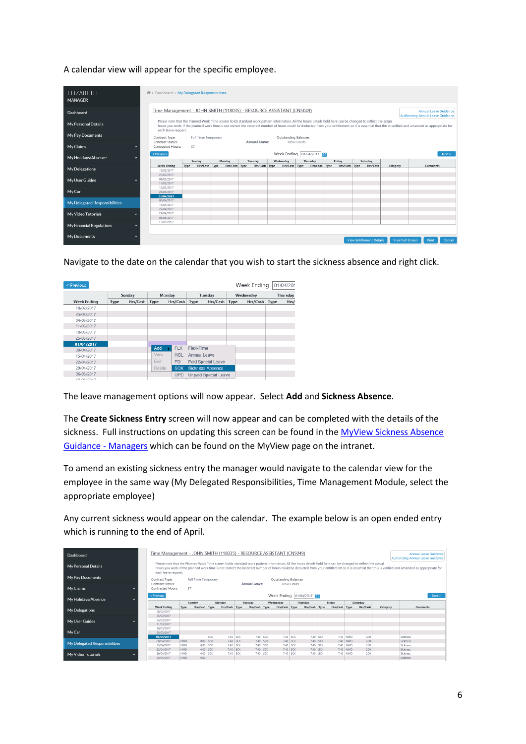A calendar view will appear for the specific employee.

Navigate to the date on the calendar that you wish to start the sickness absence and right click.

The leave management options will now appear. Select **Add** and **Sickness Absence**.

The **Create Sickness Entry** screen will now appear and can be completed with the details of the sickness. Full instructions on updating this screen can be found in the MyView Sickness Absence Guidance - Managers which can be found on the MyView page on the intranet.

To amend an existing sickness entry the manager would navigate to the calendar view for the employee in the same way (My Delegated Responsibilities, Time Management Module, select the appropriate employee)

Any current sickness would appear on the calendar. The example below is an open ended entry which is running to the end of April.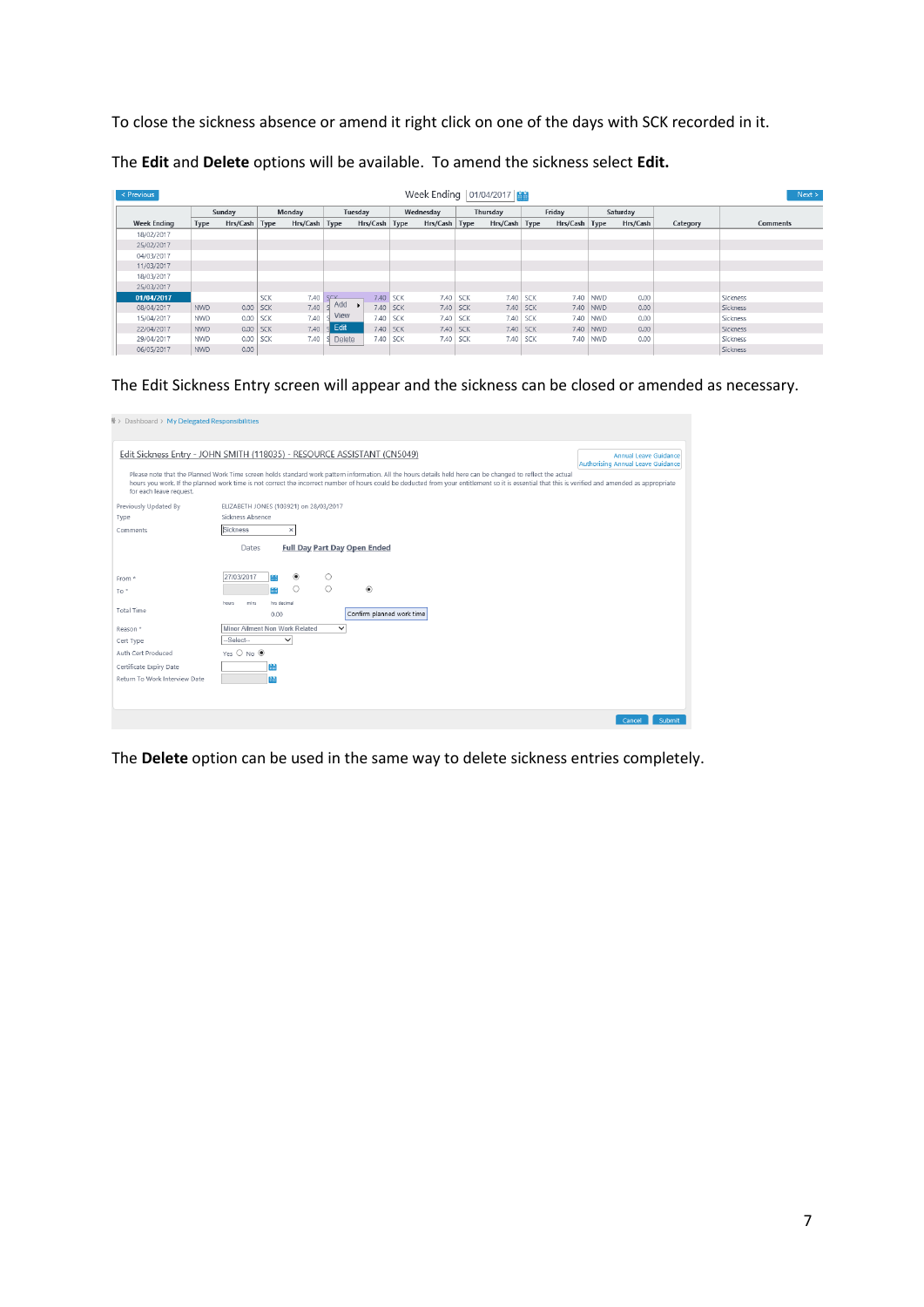To close the sickness absence or amend it right click on one of the days with SCK recorded in it.

The **Edit** and **Delete** options will be available. To amend the sickness select **Edit.**

The Edit Sickness Entry screen will appear and the sickness can be closed or amended as necessary.

The **Delete** option can be used in the same way to delete sickness entries completely.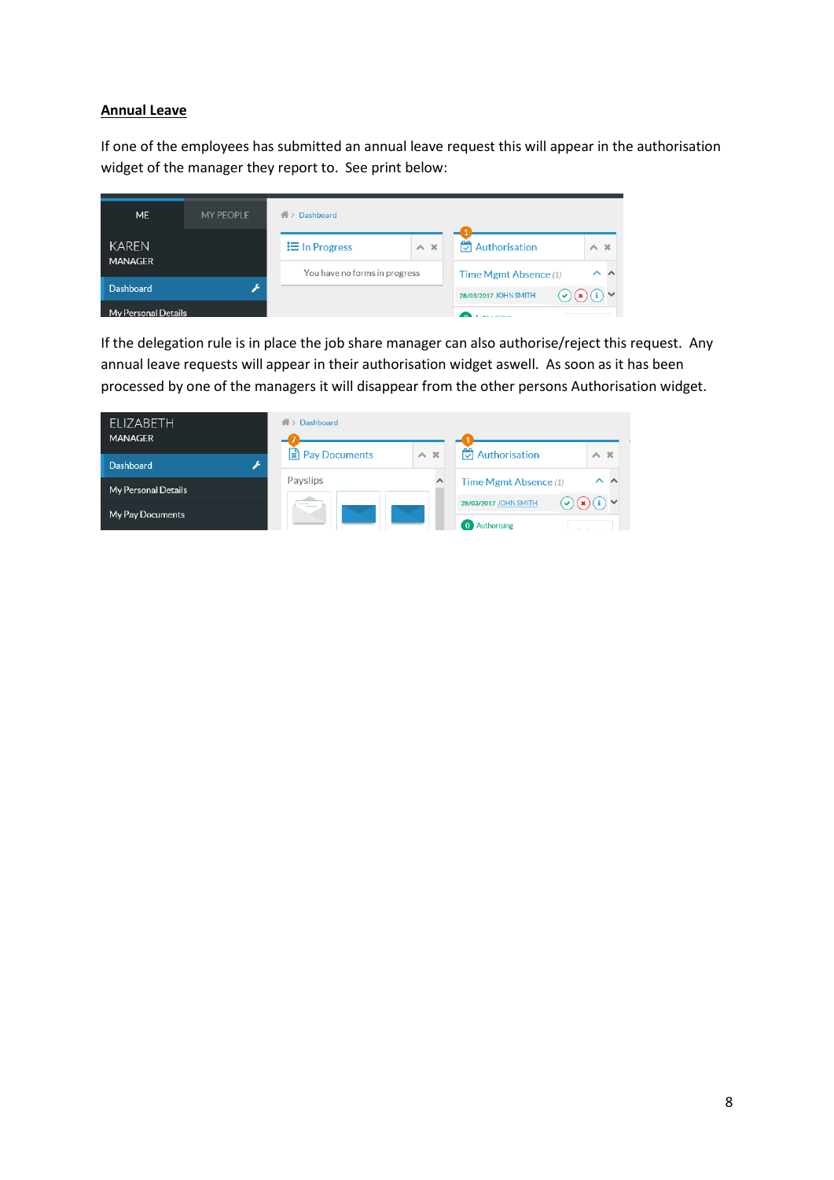**Annual Leave**

If one of the employees has submitted an annual leave request this will appear in the authorisation widget of the manager they report to. See print below:

If the delegation rule is in place the job share manager can also authorise/reject this request. Any annual leave requests will appear in their authorisation widget aswell. As soon as it has been processed by one of the managers it will disappear from the other persons Authorisation widget.